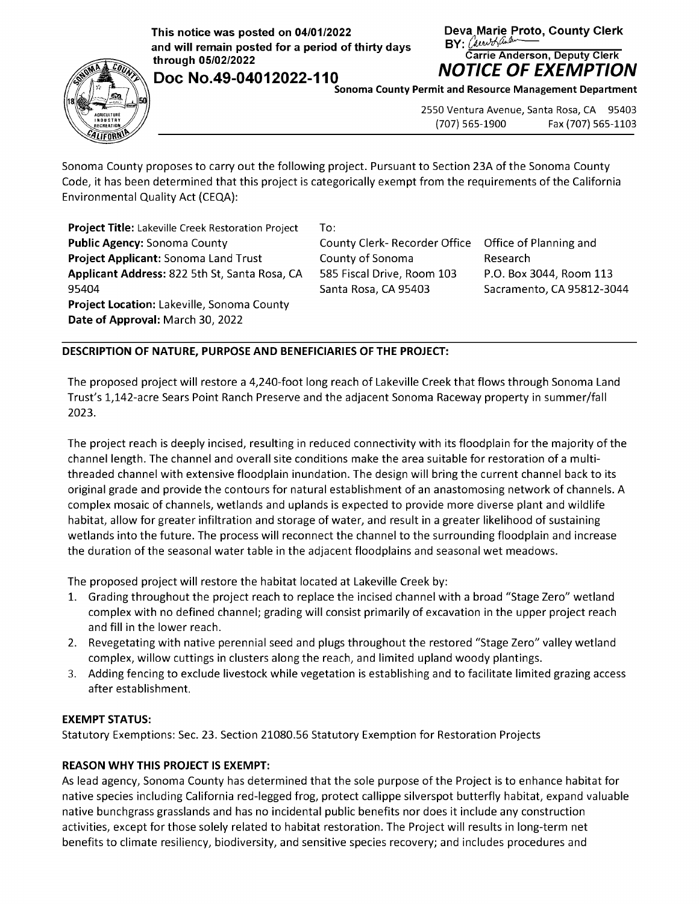This notice was posted on 04/01/2022
and will remain posted for a period of thirty days
through 05/02/2022

**Doc No.49-04012022-110**

Deva Marie Proto, County Clerk
BY: Carrie Anderson, Deputy Clerk

# NOTICE OF EXEMPTION

**Sonoma County Permit and Resource Management Department**

2550 Ventura Avenue, Santa Rosa, CA 95403
(707) 565-1900 Fax (707) 565-1103

Sonoma County proposes to carry out the following project. Pursuant to Section 23A of the Sonoma County Code, it has been determined that this project is categorically exempt from the requirements of the California Environmental Quality Act (CEQA):

**Project Title:** Lakeville Creek Restoration Project
**Public Agency:** Sonoma County
**Project Applicant:** Sonoma Land Trust
**Applicant Address:** 822 5th St, Santa Rosa, CA 95404
**Project Location:** Lakeville, Sonoma County
**Date of Approval:** March 30, 2022

To:

County Clerk- Recorder Office
County of Sonoma
585 Fiscal Drive, Room 103
Santa Rosa, CA 95403

Office of Planning and Research
P.O. Box 3044, Room 113
Sacramento, CA 95812-3044

**DESCRIPTION OF NATURE, PURPOSE AND BENEFICIARIES OF THE PROJECT:**

The proposed project will restore a 4,240-foot long reach of Lakeville Creek that flows through Sonoma Land Trust's 1,142-acre Sears Point Ranch Preserve and the adjacent Sonoma Raceway property in summer/fall 2023.

The project reach is deeply incised, resulting in reduced connectivity with its floodplain for the majority of the channel length. The channel and overall site conditions make the area suitable for restoration of a multi-threaded channel with extensive floodplain inundation. The design will bring the current channel back to its original grade and provide the contours for natural establishment of an anastomosing network of channels. A complex mosaic of channels, wetlands and uplands is expected to provide more diverse plant and wildlife habitat, allow for greater infiltration and storage of water, and result in a greater likelihood of sustaining wetlands into the future. The process will reconnect the channel to the surrounding floodplain and increase the duration of the seasonal water table in the adjacent floodplains and seasonal wet meadows.

The proposed project will restore the habitat located at Lakeville Creek by:

1. Grading throughout the project reach to replace the incised channel with a broad "Stage Zero" wetland complex with no defined channel; grading will consist primarily of excavation in the upper project reach and fill in the lower reach.
2. Revegetating with native perennial seed and plugs throughout the restored "Stage Zero" valley wetland complex, willow cuttings in clusters along the reach, and limited upland woody plantings.
3. Adding fencing to exclude livestock while vegetation is establishing and to facilitate limited grazing access after establishment.

**EXEMPT STATUS:**

Statutory Exemptions: Sec. 23. Section 21080.56 Statutory Exemption for Restoration Projects

**REASON WHY THIS PROJECT IS EXEMPT:**

As lead agency, Sonoma County has determined that the sole purpose of the Project is to enhance habitat for native species including California red-legged frog, protect callippe silverspot butterfly habitat, expand valuable native bunchgrass grasslands and has no incidental public benefits nor does it include any construction activities, except for those solely related to habitat restoration. The Project will results in long-term net benefits to climate resiliency, biodiversity, and sensitive species recovery; and includes procedures and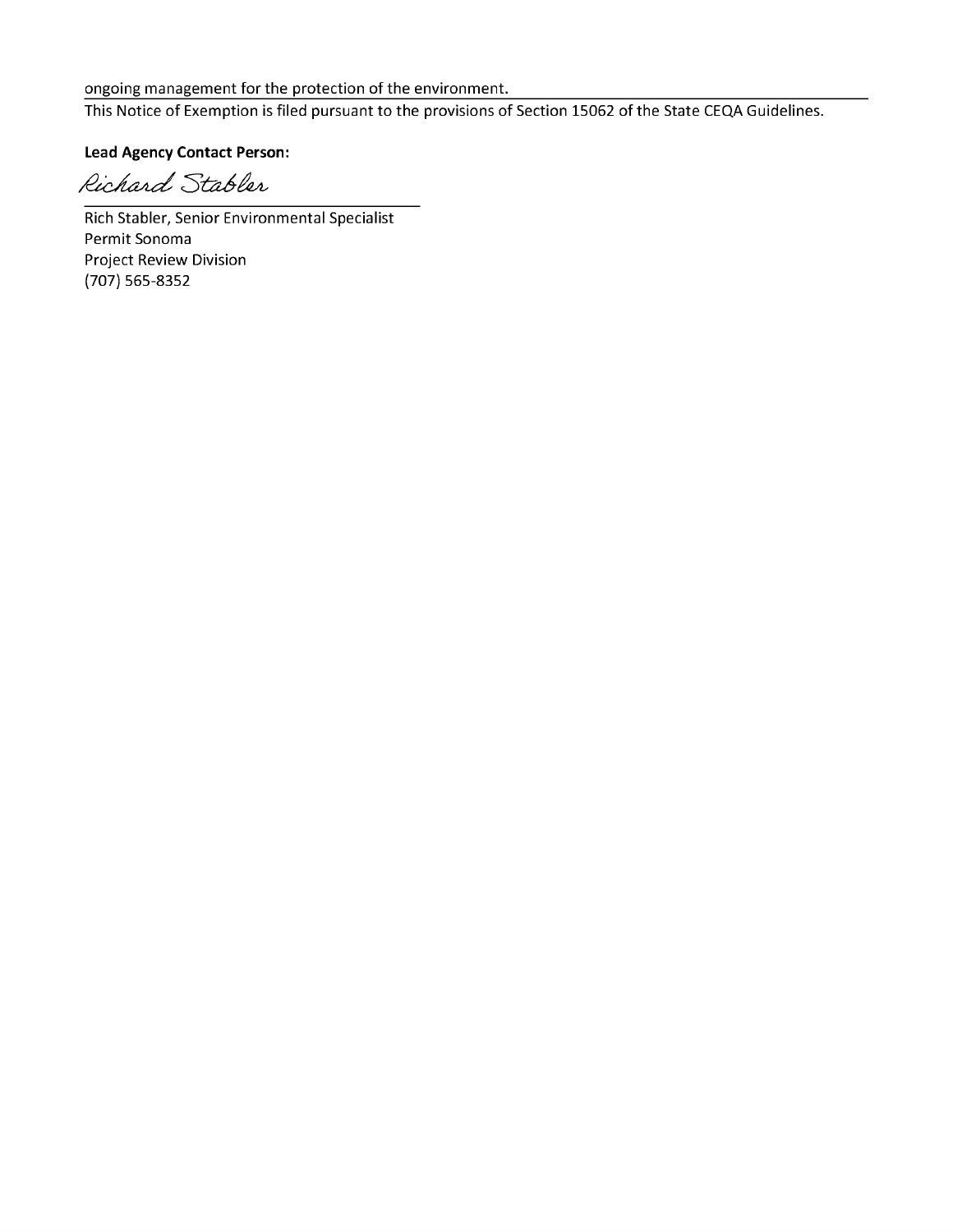ongoing management for the protection of the environment.

This Notice of Exemption is filed pursuant to the provisions of Section 15062 of the State CEQA Guidelines.

**Lead Agency Contact Person:**

Richard Stabler

Rich Stabler, Senior Environmental Specialist
Permit Sonoma
Project Review Division
(707) 565-8352